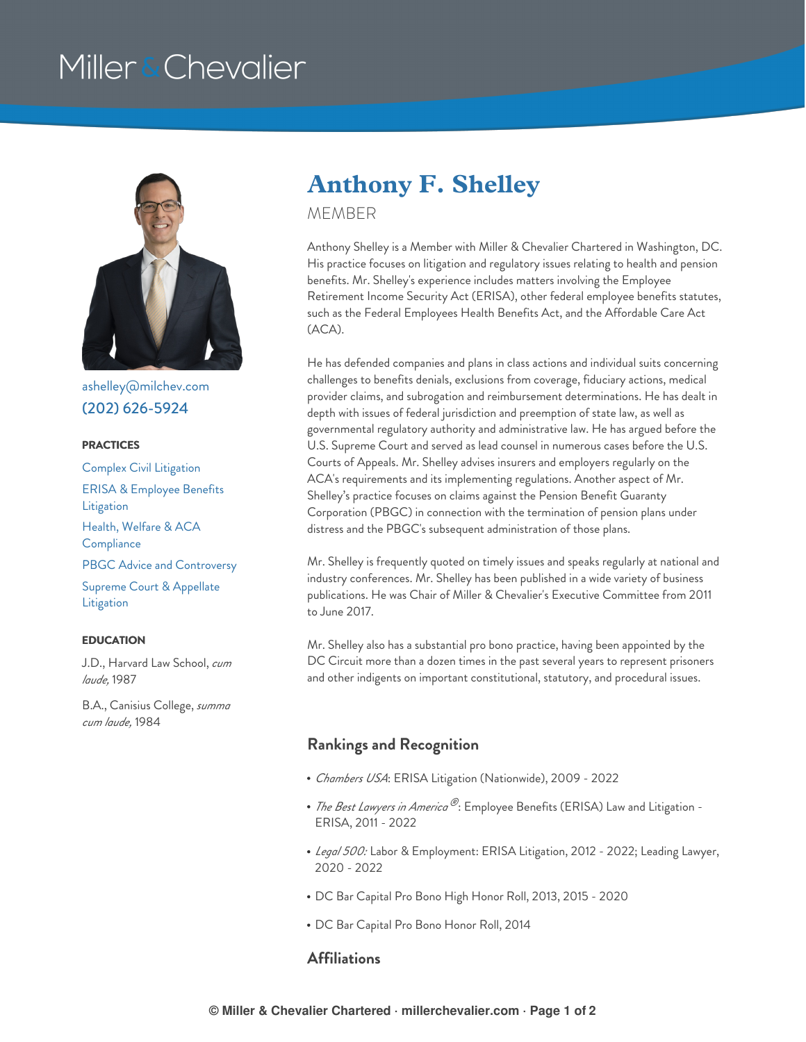# Anthony F. Shelley

MEMBER

ashelley@milchev.com
(202) 626-5924

**PRACTICES**

- Complex Civil Litigation
- ERISA & Employee Benefits Litigation
- Health, Welfare & ACA Compliance
- PBGC Advice and Controversy
- Supreme Court & Appellate Litigation

**EDUCATION**

J.D., Harvard Law School, *cum laude,* 1987

B.A., Canisius College, *summa cum laude,* 1984

Anthony Shelley is a Member with Miller & Chevalier Chartered in Washington, DC. His practice focuses on litigation and regulatory issues relating to health and pension benefits. Mr. Shelley's experience includes matters involving the Employee Retirement Income Security Act (ERISA), other federal employee benefits statutes, such as the Federal Employees Health Benefits Act, and the Affordable Care Act (ACA).

He has defended companies and plans in class actions and individual suits concerning challenges to benefits denials, exclusions from coverage, fiduciary actions, medical provider claims, and subrogation and reimbursement determinations. He has dealt in depth with issues of federal jurisdiction and preemption of state law, as well as governmental regulatory authority and administrative law. He has argued before the U.S. Supreme Court and served as lead counsel in numerous cases before the U.S. Courts of Appeals. Mr. Shelley advises insurers and employers regularly on the ACA's requirements and its implementing regulations. Another aspect of Mr. Shelley's practice focuses on claims against the Pension Benefit Guaranty Corporation (PBGC) in connection with the termination of pension plans under distress and the PBGC's subsequent administration of those plans.

Mr. Shelley is frequently quoted on timely issues and speaks regularly at national and industry conferences. Mr. Shelley has been published in a wide variety of business publications. He was Chair of Miller & Chevalier's Executive Committee from 2011 to June 2017.

Mr. Shelley also has a substantial pro bono practice, having been appointed by the DC Circuit more than a dozen times in the past several years to represent prisoners and other indigents on important constitutional, statutory, and procedural issues.

## Rankings and Recognition

- *Chambers USA*: ERISA Litigation (Nationwide), 2009 - 2022
- *The Best Lawyers in America®*: Employee Benefits (ERISA) Law and Litigation - ERISA, 2011 - 2022
- *Legal 500:* Labor & Employment: ERISA Litigation, 2012 - 2022; Leading Lawyer, 2020 - 2022
- DC Bar Capital Pro Bono High Honor Roll, 2013, 2015 - 2020
- DC Bar Capital Pro Bono Honor Roll, 2014

## Affiliations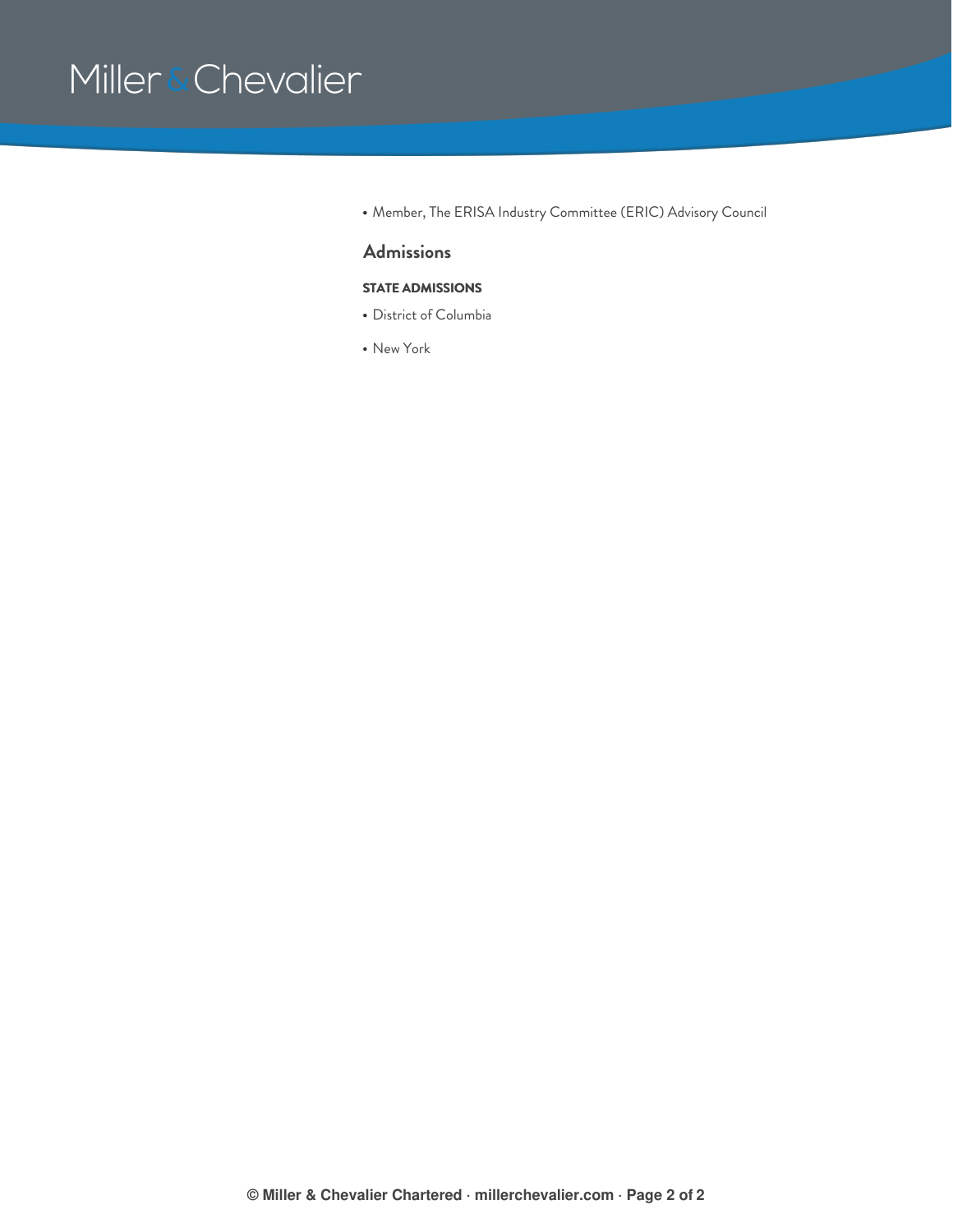- Member, The ERISA Industry Committee (ERIC) Advisory Council

## Admissions

**STATE ADMISSIONS**

- District of Columbia
- New York